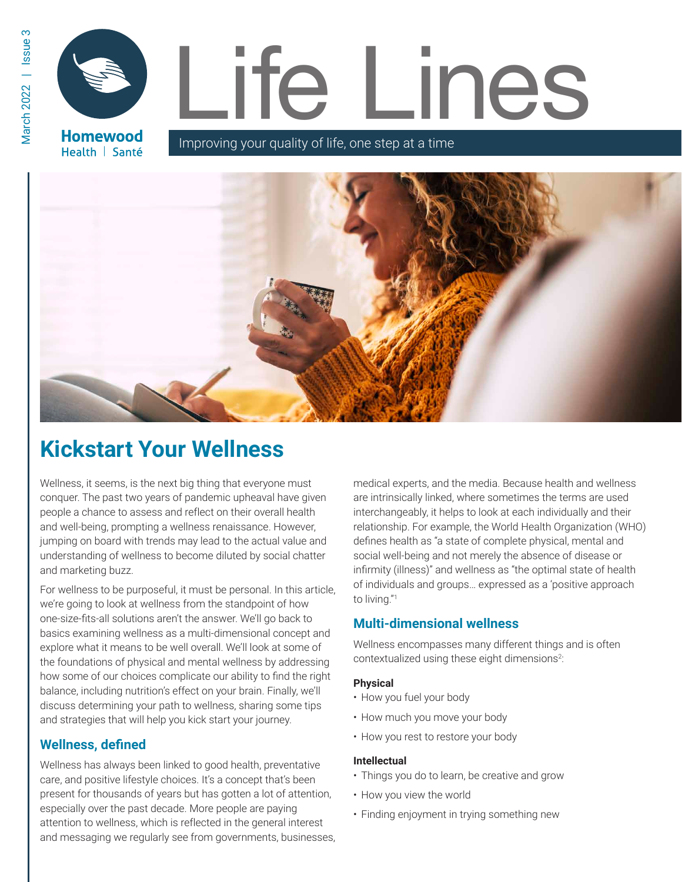# Life Lines

Homewood Health | Santé

Improving your quality of life, one step at a time

## Kickstart Your Wellness

Wellness, it seems, is the next big thing that everyone must conquer. The past two years of pandemic upheaval have given people a chance to assess and reflect on their overall health and well-being, prompting a wellness renaissance. However, jumping on board with trends may lead to the actual value and understanding of wellness to become diluted by social chatter and marketing buzz.

For wellness to be purposeful, it must be personal. In this article, we're going to look at wellness from the standpoint of how one-size-fits-all solutions aren't the answer. We'll go back to basics examining wellness as a multi-dimensional concept and explore what it means to be well overall. We'll look at some of the foundations of physical and mental wellness by addressing how some of our choices complicate our ability to find the right balance, including nutrition's effect on your brain. Finally, we'll discuss determining your path to wellness, sharing some tips and strategies that will help you kick start your journey.

### Wellness, defined

Wellness has always been linked to good health, preventative care, and positive lifestyle choices. It's a concept that's been present for thousands of years but has gotten a lot of attention, especially over the past decade. More people are paying attention to wellness, which is reflected in the general interest and messaging we regularly see from governments, businesses, medical experts, and the media. Because health and wellness are intrinsically linked, where sometimes the terms are used interchangeably, it helps to look at each individually and their relationship. For example, the World Health Organization (WHO) defines health as "a state of complete physical, mental and social well-being and not merely the absence of disease or infirmity (illness)" and wellness as "the optimal state of health of individuals and groups… expressed as a 'positive approach to living."[1]

### Multi-dimensional wellness

Wellness encompasses many different things and is often contextualized using these eight dimensions[2]:

**Physical**

- How you fuel your body
- How much you move your body
- How you rest to restore your body

**Intellectual**

- Things you do to learn, be creative and grow
- How you view the world
- Finding enjoyment in trying something new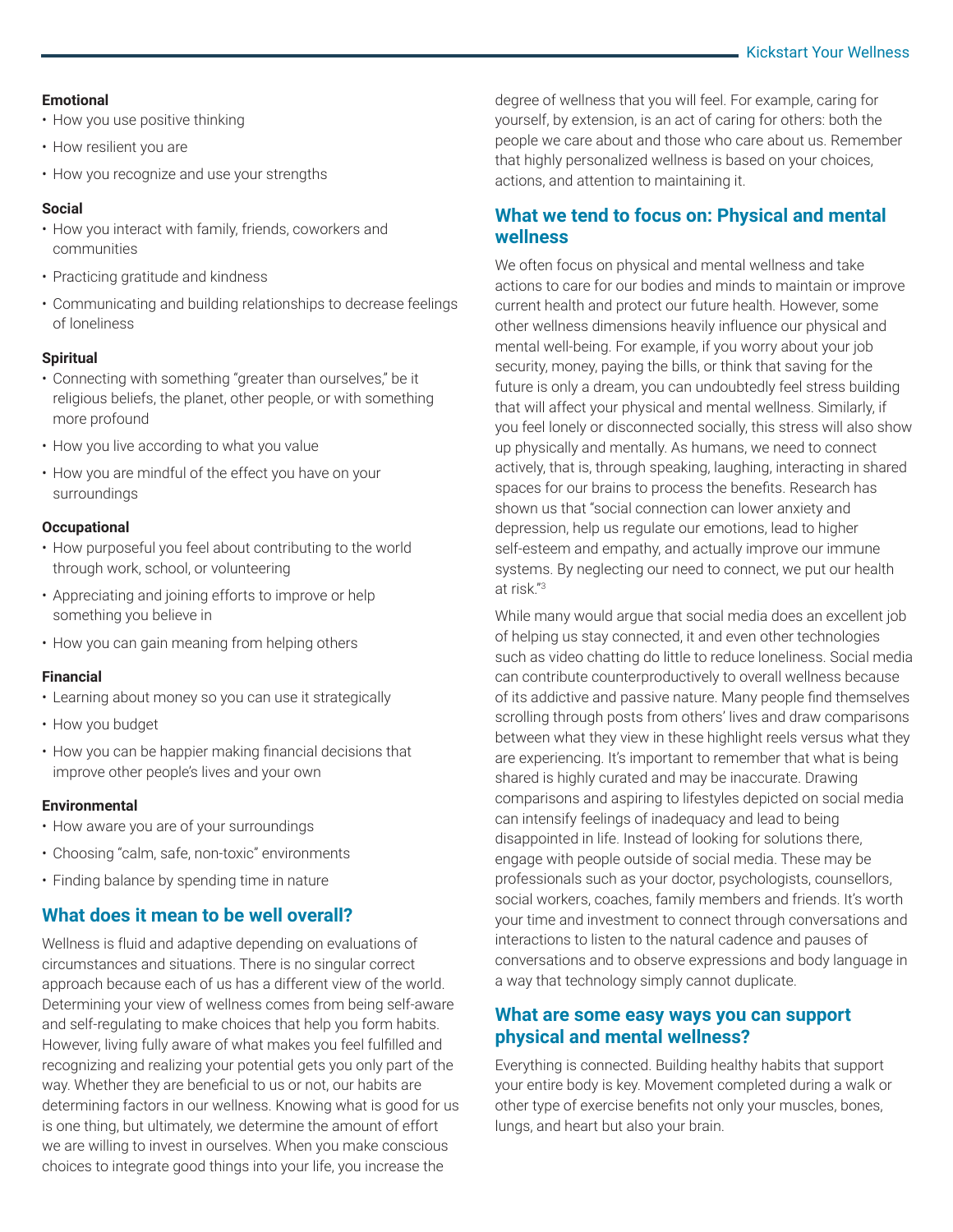**Emotional**

- How you use positive thinking
- How resilient you are
- How you recognize and use your strengths

**Social**

- How you interact with family, friends, coworkers and communities
- Practicing gratitude and kindness
- Communicating and building relationships to decrease feelings of loneliness

**Spiritual**

- Connecting with something "greater than ourselves," be it religious beliefs, the planet, other people, or with something more profound
- How you live according to what you value
- How you are mindful of the effect you have on your surroundings

**Occupational**

- How purposeful you feel about contributing to the world through work, school, or volunteering
- Appreciating and joining efforts to improve or help something you believe in
- How you can gain meaning from helping others

**Financial**

- Learning about money so you can use it strategically
- How you budget
- How you can be happier making financial decisions that improve other people's lives and your own

**Environmental**

- How aware you are of your surroundings
- Choosing "calm, safe, non-toxic" environments
- Finding balance by spending time in nature

## What does it mean to be well overall?

Wellness is fluid and adaptive depending on evaluations of circumstances and situations. There is no singular correct approach because each of us has a different view of the world. Determining your view of wellness comes from being self-aware and self-regulating to make choices that help you form habits. However, living fully aware of what makes you feel fulfilled and recognizing and realizing your potential gets you only part of the way. Whether they are beneficial to us or not, our habits are determining factors in our wellness. Knowing what is good for us is one thing, but ultimately, we determine the amount of effort we are willing to invest in ourselves. When you make conscious choices to integrate good things into your life, you increase the degree of wellness that you will feel. For example, caring for yourself, by extension, is an act of caring for others: both the people we care about and those who care about us. Remember that highly personalized wellness is based on your choices, actions, and attention to maintaining it.

## What we tend to focus on: Physical and mental wellness

We often focus on physical and mental wellness and take actions to care for our bodies and minds to maintain or improve current health and protect our future health. However, some other wellness dimensions heavily influence our physical and mental well-being. For example, if you worry about your job security, money, paying the bills, or think that saving for the future is only a dream, you can undoubtedly feel stress building that will affect your physical and mental wellness. Similarly, if you feel lonely or disconnected socially, this stress will also show up physically and mentally. As humans, we need to connect actively, that is, through speaking, laughing, interacting in shared spaces for our brains to process the benefits. Research has shown us that "social connection can lower anxiety and depression, help us regulate our emotions, lead to higher self-esteem and empathy, and actually improve our immune systems. By neglecting our need to connect, we put our health at risk."[3]

While many would argue that social media does an excellent job of helping us stay connected, it and even other technologies such as video chatting do little to reduce loneliness. Social media can contribute counterproductively to overall wellness because of its addictive and passive nature. Many people find themselves scrolling through posts from others' lives and draw comparisons between what they view in these highlight reels versus what they are experiencing. It's important to remember that what is being shared is highly curated and may be inaccurate. Drawing comparisons and aspiring to lifestyles depicted on social media can intensify feelings of inadequacy and lead to being disappointed in life. Instead of looking for solutions there, engage with people outside of social media. These may be professionals such as your doctor, psychologists, counsellors, social workers, coaches, family members and friends. It's worth your time and investment to connect through conversations and interactions to listen to the natural cadence and pauses of conversations and to observe expressions and body language in a way that technology simply cannot duplicate.

## What are some easy ways you can support physical and mental wellness?

Everything is connected. Building healthy habits that support your entire body is key. Movement completed during a walk or other type of exercise benefits not only your muscles, bones, lungs, and heart but also your brain.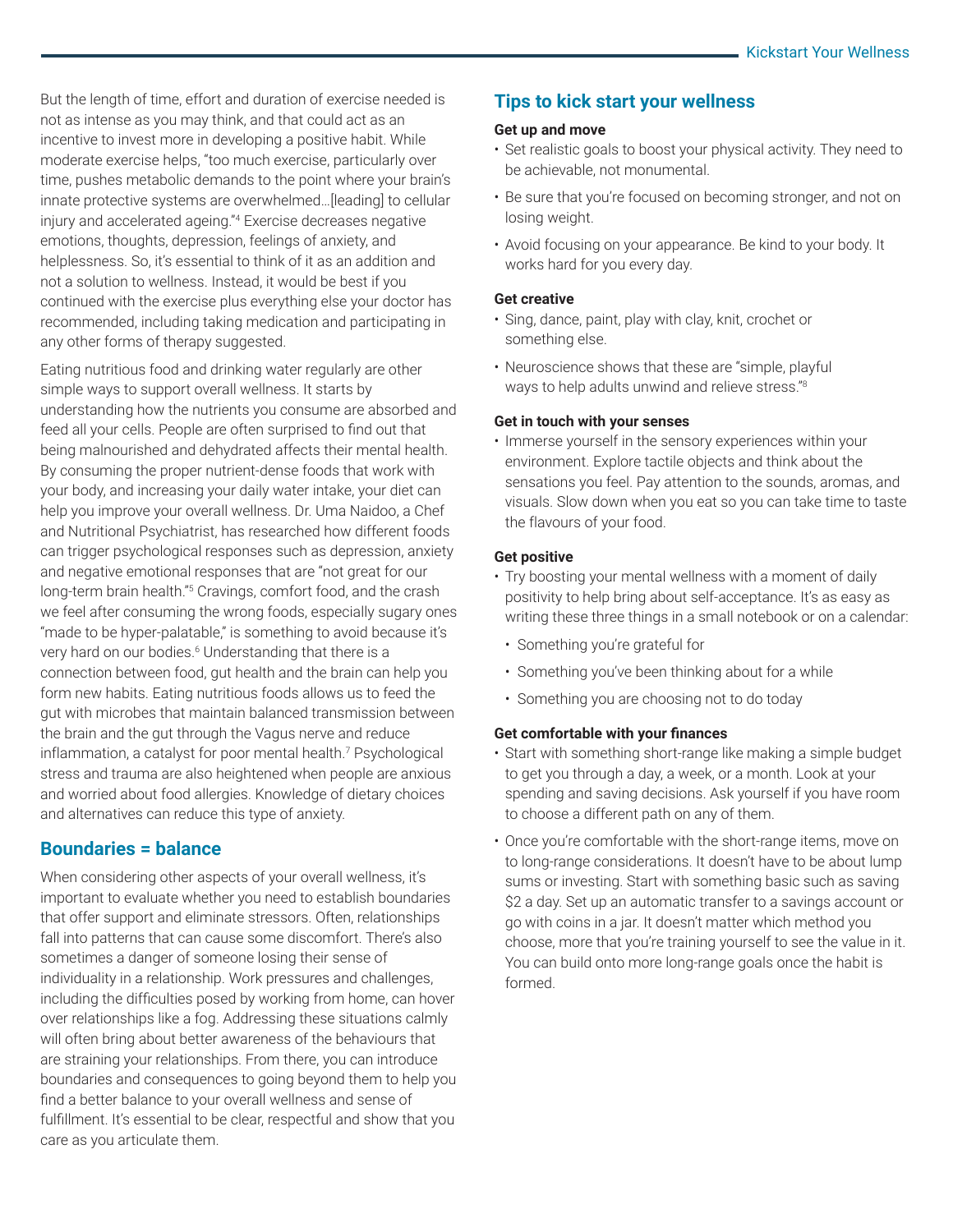But the length of time, effort and duration of exercise needed is not as intense as you may think, and that could act as an incentive to invest more in developing a positive habit. While moderate exercise helps, "too much exercise, particularly over time, pushes metabolic demands to the point where your brain's innate protective systems are overwhelmed…[leading] to cellular injury and accelerated ageing."[4] Exercise decreases negative emotions, thoughts, depression, feelings of anxiety, and helplessness. So, it's essential to think of it as an addition and not a solution to wellness. Instead, it would be best if you continued with the exercise plus everything else your doctor has recommended, including taking medication and participating in any other forms of therapy suggested.

Eating nutritious food and drinking water regularly are other simple ways to support overall wellness. It starts by understanding how the nutrients you consume are absorbed and feed all your cells. People are often surprised to find out that being malnourished and dehydrated affects their mental health. By consuming the proper nutrient-dense foods that work with your body, and increasing your daily water intake, your diet can help you improve your overall wellness. Dr. Uma Naidoo, a Chef and Nutritional Psychiatrist, has researched how different foods can trigger psychological responses such as depression, anxiety and negative emotional responses that are "not great for our long-term brain health."[5] Cravings, comfort food, and the crash we feel after consuming the wrong foods, especially sugary ones "made to be hyper-palatable," is something to avoid because it's very hard on our bodies.[6] Understanding that there is a connection between food, gut health and the brain can help you form new habits. Eating nutritious foods allows us to feed the gut with microbes that maintain balanced transmission between the brain and the gut through the Vagus nerve and reduce inflammation, a catalyst for poor mental health.[7] Psychological stress and trauma are also heightened when people are anxious and worried about food allergies. Knowledge of dietary choices and alternatives can reduce this type of anxiety.

## Boundaries = balance

When considering other aspects of your overall wellness, it's important to evaluate whether you need to establish boundaries that offer support and eliminate stressors. Often, relationships fall into patterns that can cause some discomfort. There's also sometimes a danger of someone losing their sense of individuality in a relationship. Work pressures and challenges, including the difficulties posed by working from home, can hover over relationships like a fog. Addressing these situations calmly will often bring about better awareness of the behaviours that are straining your relationships. From there, you can introduce boundaries and consequences to going beyond them to help you find a better balance to your overall wellness and sense of fulfillment. It's essential to be clear, respectful and show that you care as you articulate them.

## Tips to kick start your wellness

**Get up and move**

- Set realistic goals to boost your physical activity. They need to be achievable, not monumental.
- Be sure that you're focused on becoming stronger, and not on losing weight.
- Avoid focusing on your appearance. Be kind to your body. It works hard for you every day.

**Get creative**

- Sing, dance, paint, play with clay, knit, crochet or something else.
- Neuroscience shows that these are "simple, playful ways to help adults unwind and relieve stress."[8]

**Get in touch with your senses**

- Immerse yourself in the sensory experiences within your environment. Explore tactile objects and think about the sensations you feel. Pay attention to the sounds, aromas, and visuals. Slow down when you eat so you can take time to taste the flavours of your food.

**Get positive**

- Try boosting your mental wellness with a moment of daily positivity to help bring about self-acceptance. It's as easy as writing these three things in a small notebook or on a calendar:
  - Something you're grateful for
  - Something you've been thinking about for a while
  - Something you are choosing not to do today

**Get comfortable with your finances**

- Start with something short-range like making a simple budget to get you through a day, a week, or a month. Look at your spending and saving decisions. Ask yourself if you have room to choose a different path on any of them.
- Once you're comfortable with the short-range items, move on to long-range considerations. It doesn't have to be about lump sums or investing. Start with something basic such as saving $2 a day. Set up an automatic transfer to a savings account or go with coins in a jar. It doesn't matter which method you choose, more that you're training yourself to see the value in it. You can build onto more long-range goals once the habit is formed.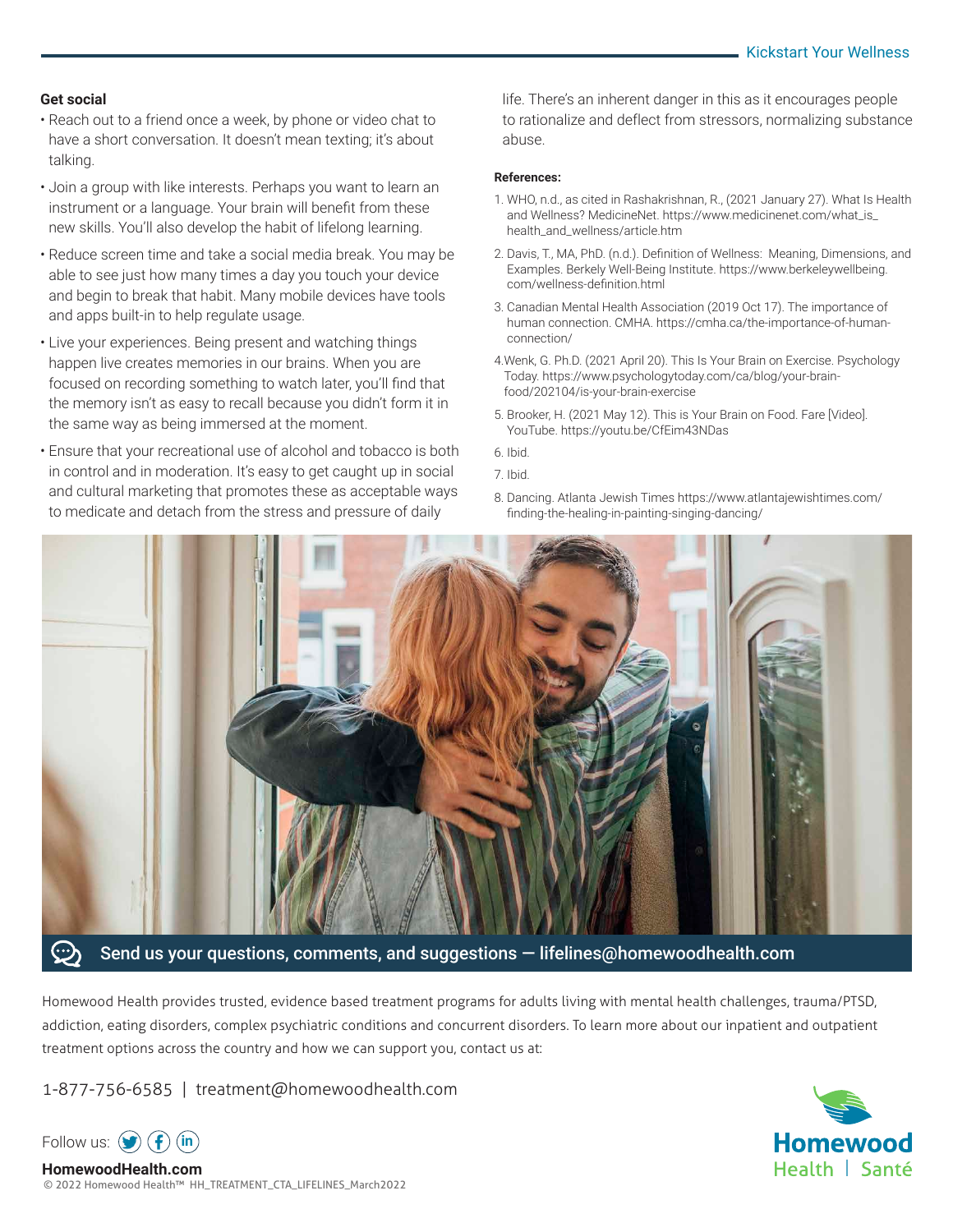### Get social

- Reach out to a friend once a week, by phone or video chat to have a short conversation. It doesn't mean texting; it's about talking.
- Join a group with like interests. Perhaps you want to learn an instrument or a language. Your brain will benefit from these new skills. You'll also develop the habit of lifelong learning.
- Reduce screen time and take a social media break. You may be able to see just how many times a day you touch your device and begin to break that habit. Many mobile devices have tools and apps built-in to help regulate usage.
- Live your experiences. Being present and watching things happen live creates memories in our brains. When you are focused on recording something to watch later, you'll find that the memory isn't as easy to recall because you didn't form it in the same way as being immersed at the moment.
- Ensure that your recreational use of alcohol and tobacco is both in control and in moderation. It's easy to get caught up in social and cultural marketing that promotes these as acceptable ways to medicate and detach from the stress and pressure of daily life. There's an inherent danger in this as it encourages people to rationalize and deflect from stressors, normalizing substance abuse.

**References:**

1. WHO, n.d., as cited in Rashakrishnan, R., (2021 January 27). What Is Health and Wellness? MedicineNet. https://www.medicinenet.com/what_is_health_and_wellness/article.htm
2. Davis, T., MA, PhD. (n.d.). Definition of Wellness: Meaning, Dimensions, and Examples. Berkely Well-Being Institute. https://www.berkeleywellbeing.com/wellness-definition.html
3. Canadian Mental Health Association (2019 Oct 17). The importance of human connection. CMHA. https://cmha.ca/the-importance-of-human-connection/
4. Wenk, G. Ph.D. (2021 April 20). This Is Your Brain on Exercise. Psychology Today. https://www.psychologytoday.com/ca/blog/your-brain-food/202104/is-your-brain-exercise
5. Brooker, H. (2021 May 12). This is Your Brain on Food. Fare [Video]. YouTube. https://youtu.be/CfEim43NDas
6. Ibid.
7. Ibid.
8. Dancing. Atlanta Jewish Times https://www.atlantajewishtimes.com/finding-the-healing-in-painting-singing-dancing/

**Send us your questions, comments, and suggestions — lifelines@homewoodhealth.com**

Homewood Health provides trusted, evidence based treatment programs for adults living with mental health challenges, trauma/PTSD, addiction, eating disorders, complex psychiatric conditions and concurrent disorders. To learn more about our inpatient and outpatient treatment options across the country and how we can support you, contact us at:

1-877-756-6585 | treatment@homewoodhealth.com

Follow us:

**HomewoodHealth.com**

© 2022 Homewood Health™ HH_TREATMENT_CTA_LIFELINES_March2022

Homewood Health | Santé